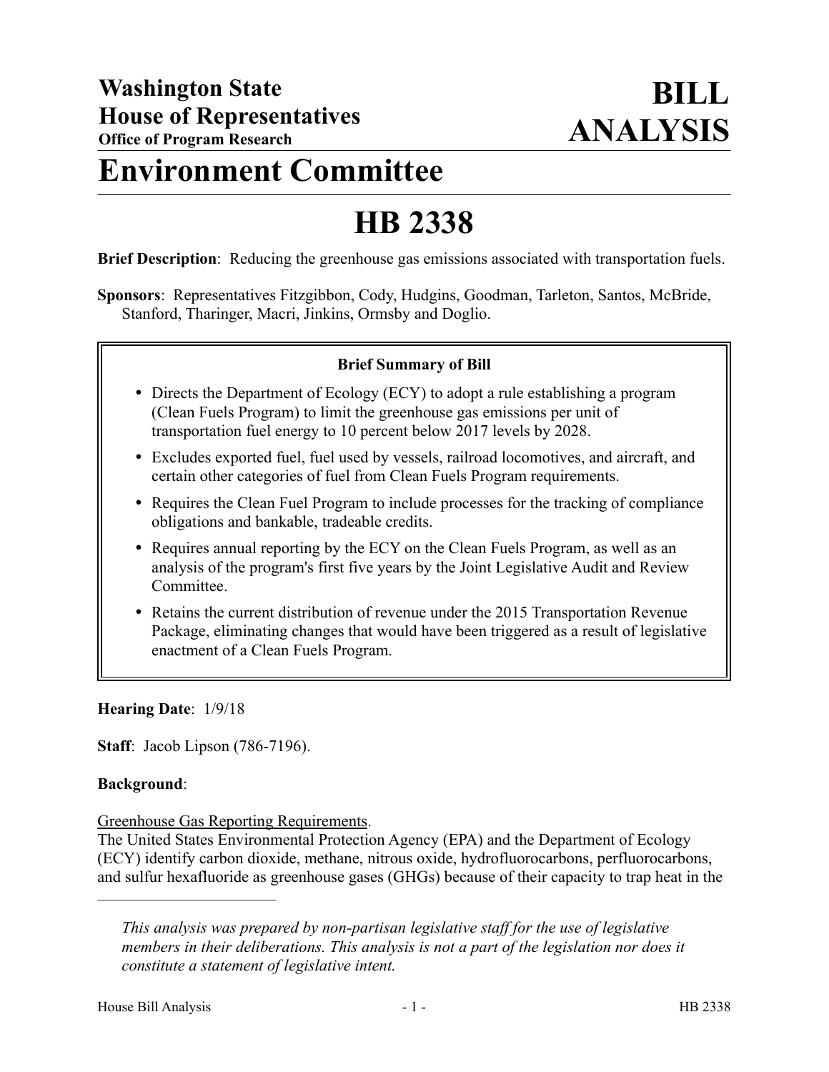**Washington State House of Representatives**
**Office of Program Research**

# BILL ANALYSIS

# Environment Committee

# HB 2338

**Brief Description**: Reducing the greenhouse gas emissions associated with transportation fuels.

**Sponsors**: Representatives Fitzgibbon, Cody, Hudgins, Goodman, Tarleton, Santos, McBride, Stanford, Tharinger, Macri, Jinkins, Ormsby and Doglio.

**Brief Summary of Bill**

- Directs the Department of Ecology (ECY) to adopt a rule establishing a program (Clean Fuels Program) to limit the greenhouse gas emissions per unit of transportation fuel energy to 10 percent below 2017 levels by 2028.
- Excludes exported fuel, fuel used by vessels, railroad locomotives, and aircraft, and certain other categories of fuel from Clean Fuels Program requirements.
- Requires the Clean Fuel Program to include processes for the tracking of compliance obligations and bankable, tradeable credits.
- Requires annual reporting by the ECY on the Clean Fuels Program, as well as an analysis of the program's first five years by the Joint Legislative Audit and Review Committee.
- Retains the current distribution of revenue under the 2015 Transportation Revenue Package, eliminating changes that would have been triggered as a result of legislative enactment of a Clean Fuels Program.

**Hearing Date**: 1/9/18

**Staff**: Jacob Lipson (786-7196).

**Background**:

Greenhouse Gas Reporting Requirements.
The United States Environmental Protection Agency (EPA) and the Department of Ecology (ECY) identify carbon dioxide, methane, nitrous oxide, hydrofluorocarbons, perfluorocarbons, and sulfur hexafluoride as greenhouse gases (GHGs) because of their capacity to trap heat in the

---

*This analysis was prepared by non-partisan legislative staff for the use of legislative members in their deliberations. This analysis is not a part of the legislation nor does it constitute a statement of legislative intent.*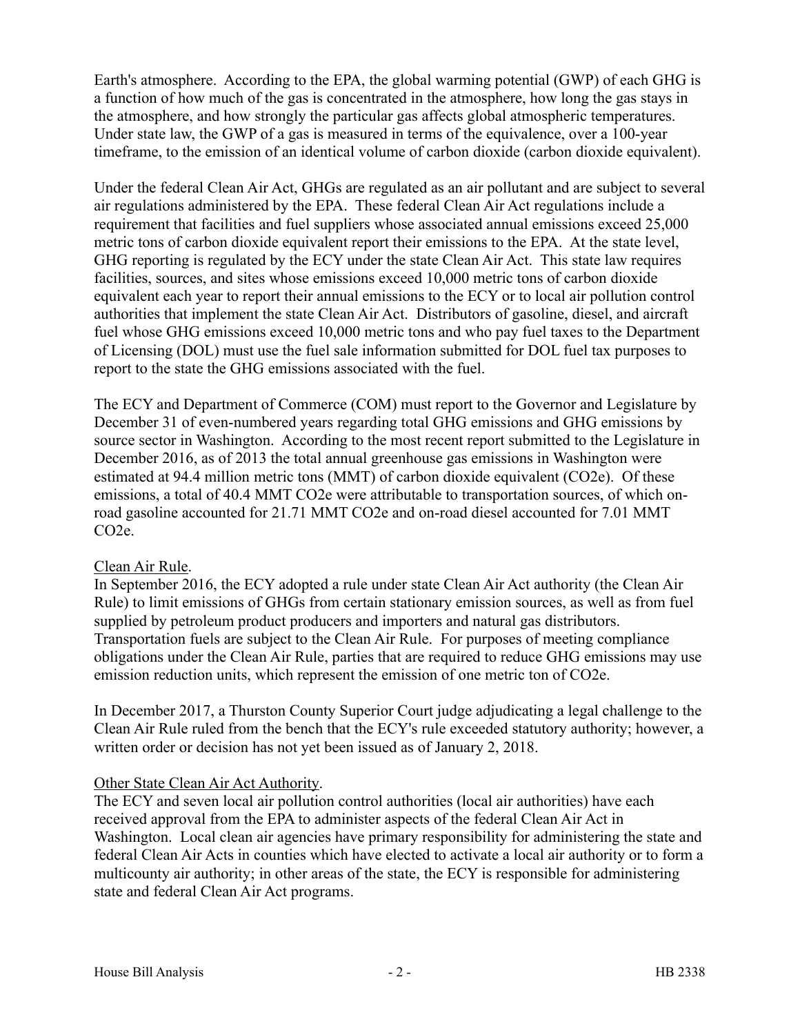Earth's atmosphere. According to the EPA, the global warming potential (GWP) of each GHG is a function of how much of the gas is concentrated in the atmosphere, how long the gas stays in the atmosphere, and how strongly the particular gas affects global atmospheric temperatures. Under state law, the GWP of a gas is measured in terms of the equivalence, over a 100-year timeframe, to the emission of an identical volume of carbon dioxide (carbon dioxide equivalent).

Under the federal Clean Air Act, GHGs are regulated as an air pollutant and are subject to several air regulations administered by the EPA. These federal Clean Air Act regulations include a requirement that facilities and fuel suppliers whose associated annual emissions exceed 25,000 metric tons of carbon dioxide equivalent report their emissions to the EPA. At the state level, GHG reporting is regulated by the ECY under the state Clean Air Act. This state law requires facilities, sources, and sites whose emissions exceed 10,000 metric tons of carbon dioxide equivalent each year to report their annual emissions to the ECY or to local air pollution control authorities that implement the state Clean Air Act. Distributors of gasoline, diesel, and aircraft fuel whose GHG emissions exceed 10,000 metric tons and who pay fuel taxes to the Department of Licensing (DOL) must use the fuel sale information submitted for DOL fuel tax purposes to report to the state the GHG emissions associated with the fuel.

The ECY and Department of Commerce (COM) must report to the Governor and Legislature by December 31 of even-numbered years regarding total GHG emissions and GHG emissions by source sector in Washington. According to the most recent report submitted to the Legislature in December 2016, as of 2013 the total annual greenhouse gas emissions in Washington were estimated at 94.4 million metric tons (MMT) of carbon dioxide equivalent ($CO_2e$). Of these emissions, a total of 40.4 MMT $CO_2e$ were attributable to transportation sources, of which on-road gasoline accounted for 21.71 MMT $CO_2e$ and on-road diesel accounted for 7.01 MMT $CO_2e$.

Clean Air Rule.

In September 2016, the ECY adopted a rule under state Clean Air Act authority (the Clean Air Rule) to limit emissions of GHGs from certain stationary emission sources, as well as from fuel supplied by petroleum product producers and importers and natural gas distributors. Transportation fuels are subject to the Clean Air Rule. For purposes of meeting compliance obligations under the Clean Air Rule, parties that are required to reduce GHG emissions may use emission reduction units, which represent the emission of one metric ton of $CO_2e$.

In December 2017, a Thurston County Superior Court judge adjudicating a legal challenge to the Clean Air Rule ruled from the bench that the ECY's rule exceeded statutory authority; however, a written order or decision has not yet been issued as of January 2, 2018.

Other State Clean Air Act Authority.

The ECY and seven local air pollution control authorities (local air authorities) have each received approval from the EPA to administer aspects of the federal Clean Air Act in Washington. Local clean air agencies have primary responsibility for administering the state and federal Clean Air Acts in counties which have elected to activate a local air authority or to form a multicounty air authority; in other areas of the state, the ECY is responsible for administering state and federal Clean Air Act programs.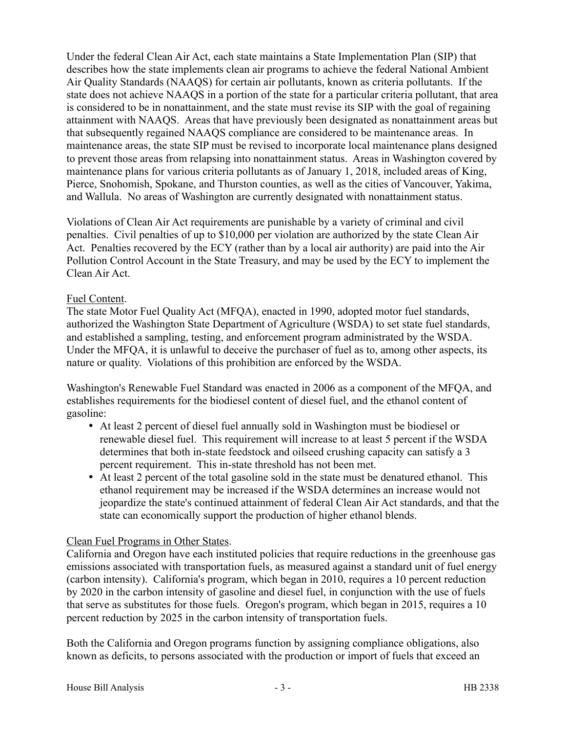Under the federal Clean Air Act, each state maintains a State Implementation Plan (SIP) that describes how the state implements clean air programs to achieve the federal National Ambient Air Quality Standards (NAAQS) for certain air pollutants, known as criteria pollutants. If the state does not achieve NAAQS in a portion of the state for a particular criteria pollutant, that area is considered to be in nonattainment, and the state must revise its SIP with the goal of regaining attainment with NAAQS. Areas that have previously been designated as nonattainment areas but that subsequently regained NAAQS compliance are considered to be maintenance areas. In maintenance areas, the state SIP must be revised to incorporate local maintenance plans designed to prevent those areas from relapsing into nonattainment status. Areas in Washington covered by maintenance plans for various criteria pollutants as of January 1, 2018, included areas of King, Pierce, Snohomish, Spokane, and Thurston counties, as well as the cities of Vancouver, Yakima, and Wallula. No areas of Washington are currently designated with nonattainment status.

Violations of Clean Air Act requirements are punishable by a variety of criminal and civil penalties. Civil penalties of up to $10,000 per violation are authorized by the state Clean Air Act. Penalties recovered by the ECY (rather than by a local air authority) are paid into the Air Pollution Control Account in the State Treasury, and may be used by the ECY to implement the Clean Air Act.

Fuel Content.

The state Motor Fuel Quality Act (MFQA), enacted in 1990, adopted motor fuel standards, authorized the Washington State Department of Agriculture (WSDA) to set state fuel standards, and established a sampling, testing, and enforcement program administrated by the WSDA. Under the MFQA, it is unlawful to deceive the purchaser of fuel as to, among other aspects, its nature or quality. Violations of this prohibition are enforced by the WSDA.

Washington's Renewable Fuel Standard was enacted in 2006 as a component of the MFQA, and establishes requirements for the biodiesel content of diesel fuel, and the ethanol content of gasoline:

- At least 2 percent of diesel fuel annually sold in Washington must be biodiesel or renewable diesel fuel. This requirement will increase to at least 5 percent if the WSDA determines that both in-state feedstock and oilseed crushing capacity can satisfy a 3 percent requirement. This in-state threshold has not been met.
- At least 2 percent of the total gasoline sold in the state must be denatured ethanol. This ethanol requirement may be increased if the WSDA determines an increase would not jeopardize the state's continued attainment of federal Clean Air Act standards, and that the state can economically support the production of higher ethanol blends.

Clean Fuel Programs in Other States.

California and Oregon have each instituted policies that require reductions in the greenhouse gas emissions associated with transportation fuels, as measured against a standard unit of fuel energy (carbon intensity). California's program, which began in 2010, requires a 10 percent reduction by 2020 in the carbon intensity of gasoline and diesel fuel, in conjunction with the use of fuels that serve as substitutes for those fuels. Oregon's program, which began in 2015, requires a 10 percent reduction by 2025 in the carbon intensity of transportation fuels.

Both the California and Oregon programs function by assigning compliance obligations, also known as deficits, to persons associated with the production or import of fuels that exceed an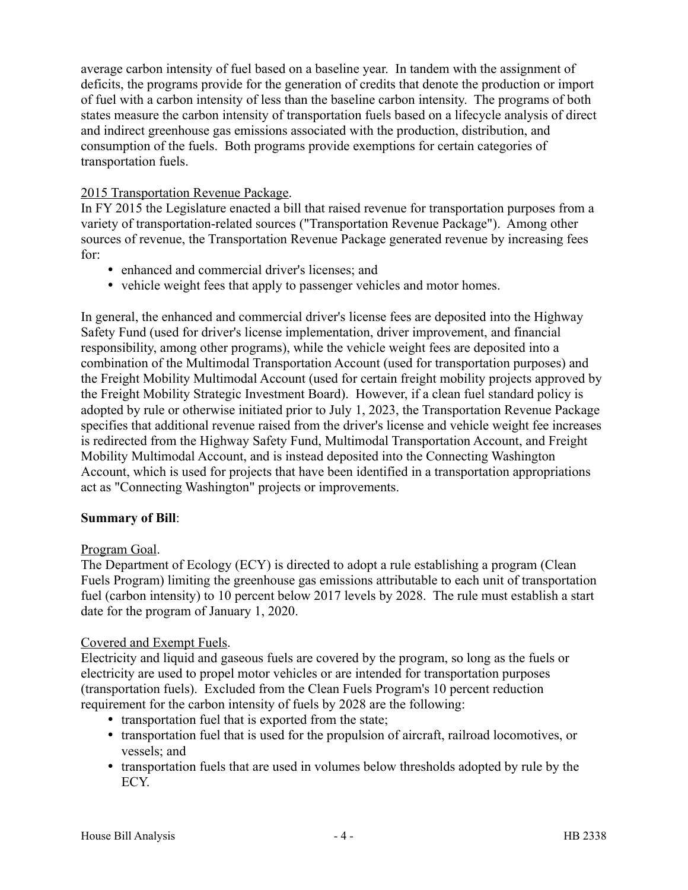average carbon intensity of fuel based on a baseline year. In tandem with the assignment of deficits, the programs provide for the generation of credits that denote the production or import of fuel with a carbon intensity of less than the baseline carbon intensity. The programs of both states measure the carbon intensity of transportation fuels based on a lifecycle analysis of direct and indirect greenhouse gas emissions associated with the production, distribution, and consumption of the fuels. Both programs provide exemptions for certain categories of transportation fuels.

2015 Transportation Revenue Package.
In FY 2015 the Legislature enacted a bill that raised revenue for transportation purposes from a variety of transportation-related sources ("Transportation Revenue Package"). Among other sources of revenue, the Transportation Revenue Package generated revenue by increasing fees for:

- enhanced and commercial driver's licenses; and
- vehicle weight fees that apply to passenger vehicles and motor homes.

In general, the enhanced and commercial driver's license fees are deposited into the Highway Safety Fund (used for driver's license implementation, driver improvement, and financial responsibility, among other programs), while the vehicle weight fees are deposited into a combination of the Multimodal Transportation Account (used for transportation purposes) and the Freight Mobility Multimodal Account (used for certain freight mobility projects approved by the Freight Mobility Strategic Investment Board). However, if a clean fuel standard policy is adopted by rule or otherwise initiated prior to July 1, 2023, the Transportation Revenue Package specifies that additional revenue raised from the driver's license and vehicle weight fee increases is redirected from the Highway Safety Fund, Multimodal Transportation Account, and Freight Mobility Multimodal Account, and is instead deposited into the Connecting Washington Account, which is used for projects that have been identified in a transportation appropriations act as "Connecting Washington" projects or improvements.

**Summary of Bill**:

Program Goal.
The Department of Ecology (ECY) is directed to adopt a rule establishing a program (Clean Fuels Program) limiting the greenhouse gas emissions attributable to each unit of transportation fuel (carbon intensity) to 10 percent below 2017 levels by 2028. The rule must establish a start date for the program of January 1, 2020.

Covered and Exempt Fuels.
Electricity and liquid and gaseous fuels are covered by the program, so long as the fuels or electricity are used to propel motor vehicles or are intended for transportation purposes (transportation fuels). Excluded from the Clean Fuels Program's 10 percent reduction requirement for the carbon intensity of fuels by 2028 are the following:

- transportation fuel that is exported from the state;
- transportation fuel that is used for the propulsion of aircraft, railroad locomotives, or vessels; and
- transportation fuels that are used in volumes below thresholds adopted by rule by the ECY.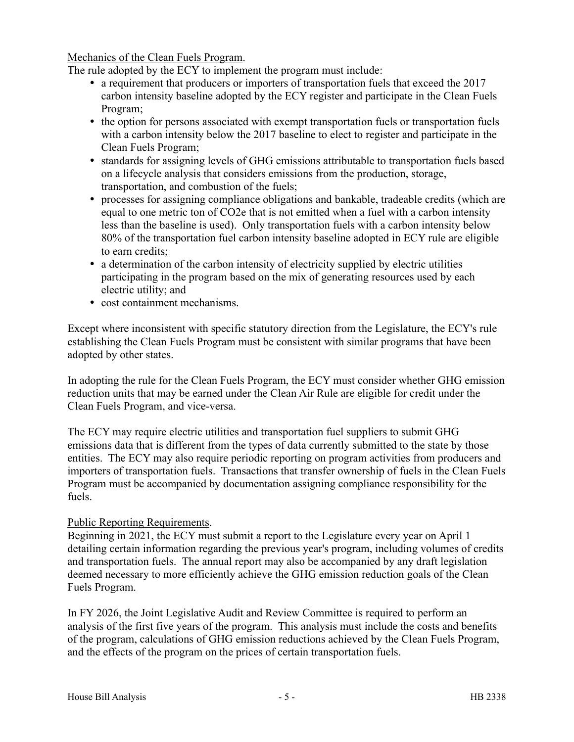Mechanics of the Clean Fuels Program.

The rule adopted by the ECY to implement the program must include:

- a requirement that producers or importers of transportation fuels that exceed the 2017 carbon intensity baseline adopted by the ECY register and participate in the Clean Fuels Program;
- the option for persons associated with exempt transportation fuels or transportation fuels with a carbon intensity below the 2017 baseline to elect to register and participate in the Clean Fuels Program;
- standards for assigning levels of GHG emissions attributable to transportation fuels based on a lifecycle analysis that considers emissions from the production, storage, transportation, and combustion of the fuels;
- processes for assigning compliance obligations and bankable, tradeable credits (which are equal to one metric ton of CO2e that is not emitted when a fuel with a carbon intensity less than the baseline is used). Only transportation fuels with a carbon intensity below 80% of the transportation fuel carbon intensity baseline adopted in ECY rule are eligible to earn credits;
- a determination of the carbon intensity of electricity supplied by electric utilities participating in the program based on the mix of generating resources used by each electric utility; and
- cost containment mechanisms.

Except where inconsistent with specific statutory direction from the Legislature, the ECY's rule establishing the Clean Fuels Program must be consistent with similar programs that have been adopted by other states.

In adopting the rule for the Clean Fuels Program, the ECY must consider whether GHG emission reduction units that may be earned under the Clean Air Rule are eligible for credit under the Clean Fuels Program, and vice-versa.

The ECY may require electric utilities and transportation fuel suppliers to submit GHG emissions data that is different from the types of data currently submitted to the state by those entities. The ECY may also require periodic reporting on program activities from producers and importers of transportation fuels. Transactions that transfer ownership of fuels in the Clean Fuels Program must be accompanied by documentation assigning compliance responsibility for the fuels.

Public Reporting Requirements.

Beginning in 2021, the ECY must submit a report to the Legislature every year on April 1 detailing certain information regarding the previous year's program, including volumes of credits and transportation fuels. The annual report may also be accompanied by any draft legislation deemed necessary to more efficiently achieve the GHG emission reduction goals of the Clean Fuels Program.

In FY 2026, the Joint Legislative Audit and Review Committee is required to perform an analysis of the first five years of the program. This analysis must include the costs and benefits of the program, calculations of GHG emission reductions achieved by the Clean Fuels Program, and the effects of the program on the prices of certain transportation fuels.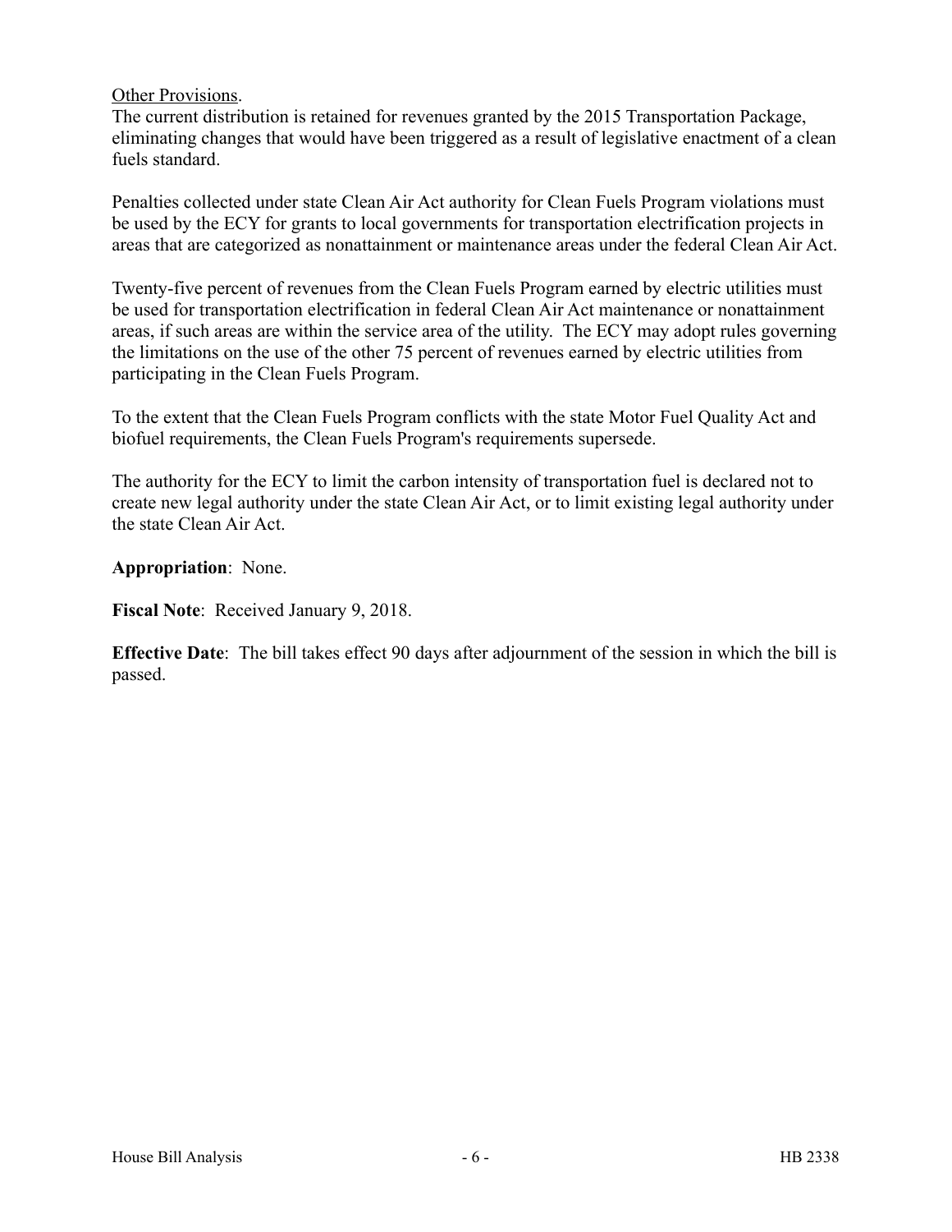Other Provisions.

The current distribution is retained for revenues granted by the 2015 Transportation Package, eliminating changes that would have been triggered as a result of legislative enactment of a clean fuels standard.

Penalties collected under state Clean Air Act authority for Clean Fuels Program violations must be used by the ECY for grants to local governments for transportation electrification projects in areas that are categorized as nonattainment or maintenance areas under the federal Clean Air Act.

Twenty-five percent of revenues from the Clean Fuels Program earned by electric utilities must be used for transportation electrification in federal Clean Air Act maintenance or nonattainment areas, if such areas are within the service area of the utility. The ECY may adopt rules governing the limitations on the use of the other 75 percent of revenues earned by electric utilities from participating in the Clean Fuels Program.

To the extent that the Clean Fuels Program conflicts with the state Motor Fuel Quality Act and biofuel requirements, the Clean Fuels Program's requirements supersede.

The authority for the ECY to limit the carbon intensity of transportation fuel is declared not to create new legal authority under the state Clean Air Act, or to limit existing legal authority under the state Clean Air Act.

**Appropriation**: None.

**Fiscal Note**: Received January 9, 2018.

**Effective Date**: The bill takes effect 90 days after adjournment of the session in which the bill is passed.